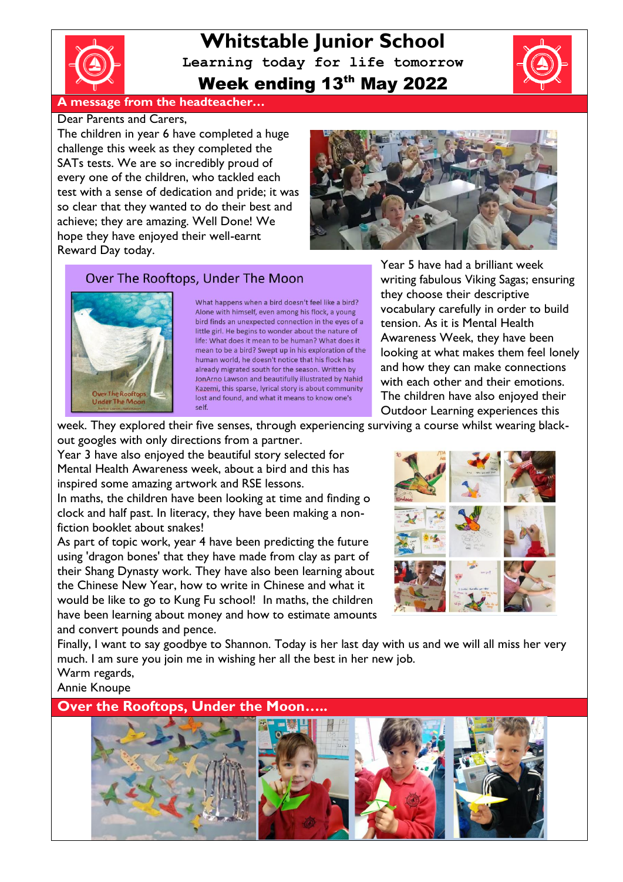# Whitstable Junior School

**Learning today for life tomorrow**

## Week ending 13th May 2022

## A message from the headteacher…

Dear Parents and Carers,

The children in year 6 have completed a huge challenge this week as they completed the SATs tests. We are so incredibly proud of every one of the children, who tackled each test with a sense of dedication and pride; it was so clear that they wanted to do their best and achieve; they are amazing. Well Done! We hope they have enjoyed their well-earnt Reward Day today.

### Over The Rooftops, Under The Moon

What happens when a bird doesn't feel like a bird? Alone with himself, even among his flock, a young bird finds an unexpected connection in the eyes of a little girl. He begins to wonder about the nature of life: What does it mean to be human? What does it mean to be a bird? Swept up in his exploration of the human world, he doesn't notice that his flock has already migrated south for the season. Written by JonArno Lawson and beautifully illustrated by Nahid Kazemi, this sparse, lyrical story is about community lost and found, and what it means to know one's self.

Year 5 have had a brilliant week writing fabulous Viking Sagas; ensuring they choose their descriptive vocabulary carefully in order to build tension. As it is Mental Health Awareness Week, they have been looking at what makes them feel lonely and how they can make connections with each other and their emotions. The children have also enjoyed their Outdoor Learning experiences this week. They explored their five senses, through experiencing surviving a course whilst wearing black-out goggles with only directions from a partner.

Year 3 have also enjoyed the beautiful story selected for Mental Health Awareness week, about a bird and this has inspired some amazing artwork and RSE lessons.

In maths, the children have been looking at time and finding o clock and half past. In literacy, they have been making a non-fiction booklet about snakes!

As part of topic work, year 4 have been predicting the future using 'dragon bones' that they have made from clay as part of their Shang Dynasty work. They have also been learning about the Chinese New Year, how to write in Chinese and what it would be like to go to Kung Fu school! In maths, the children have been learning about money and how to estimate amounts and convert pounds and pence.

Finally, I want to say goodbye to Shannon. Today is her last day with us and we will all miss her very much. I am sure you join me in wishing her all the best in her new job.

Warm regards,

Annie Knoupe

## Over the Rooftops, Under the Moon…..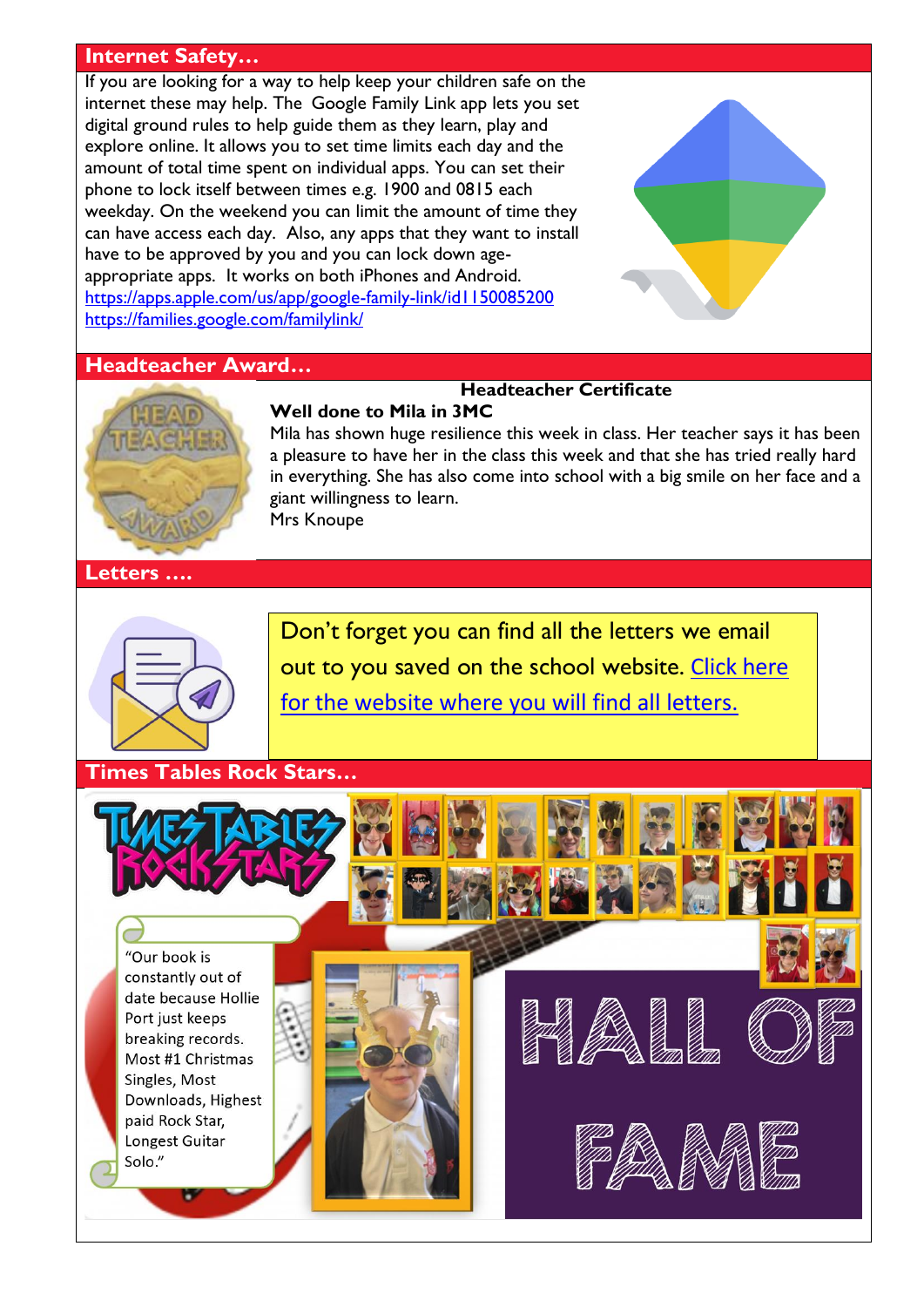## Internet Safety…

If you are looking for a way to help keep your children safe on the internet these may help. The Google Family Link app lets you set digital ground rules to help guide them as they learn, play and explore online. It allows you to set time limits each day and the amount of total time spent on individual apps. You can set their phone to lock itself between times e.g. 1900 and 0815 each weekday. On the weekend you can limit the amount of time they can have access each day. Also, any apps that they want to install have to be approved by you and you can lock down age-appropriate apps. It works on both iPhones and Android.

https://apps.apple.com/us/app/google-family-link/id1150085200
https://families.google.com/familylink/

## Headteacher Award…

**Headteacher Certificate**

**Well done to Mila in 3MC**

Mila has shown huge resilience this week in class. Her teacher says it has been a pleasure to have her in the class this week and that she has tried really hard in everything. She has also come into school with a big smile on her face and a giant willingness to learn.

Mrs Knoupe

## Letters ….

Don't forget you can find all the letters we email out to you saved on the school website. [Click here for the website where you will find all letters.]

## Times Tables Rock Stars…

"Our book is constantly out of date because Hollie Port just keeps breaking records. Most #1 Christmas Singles, Most Downloads, Highest paid Rock Star, Longest Guitar Solo."

HALL OF FAME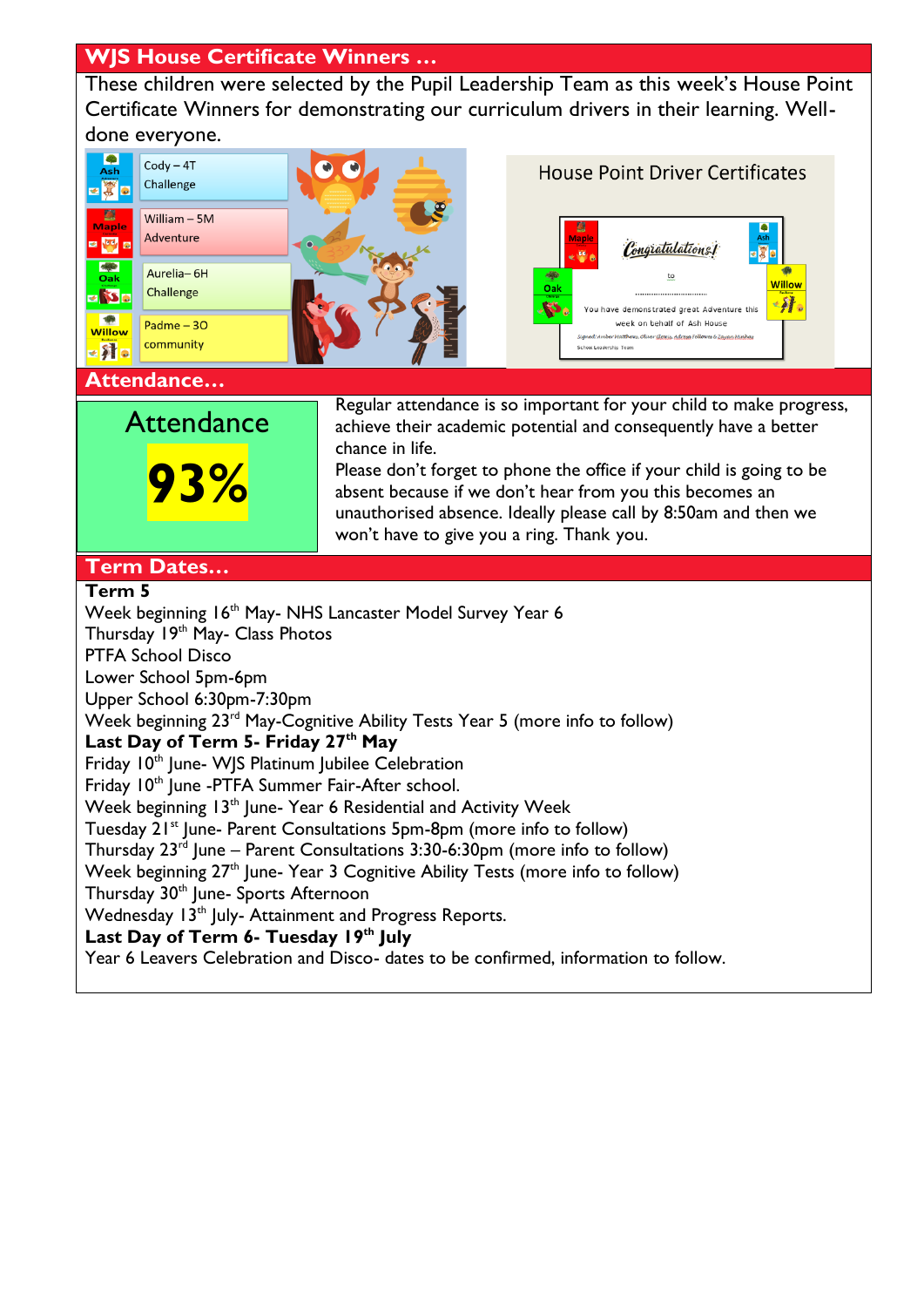## WJS House Certificate Winners …

These children were selected by the Pupil Leadership Team as this week's House Point Certificate Winners for demonstrating our curriculum drivers in their learning. Well-done everyone.

| House | Winner | Driver |
|---|---|---|
| Ash | Cody – 4T | Challenge |
| Maple | William – 5M | Adventure |
| Oak | Aurelia– 6H | Challenge |
| Willow | Padme – 3O | community |

House Point Driver Certificates

## Attendance…

Attendance

**93%**

Regular attendance is so important for your child to make progress, achieve their academic potential and consequently have a better chance in life.

Please don't forget to phone the office if your child is going to be absent because if we don't hear from you this becomes an unauthorised absence. Ideally please call by 8:50am and then we won't have to give you a ring. Thank you.

## Term Dates…

**Term 5**

Week beginning 16th May- NHS Lancaster Model Survey Year 6

Thursday 19th May- Class Photos

PTFA School Disco

Lower School 5pm-6pm

Upper School 6:30pm-7:30pm

Week beginning 23rd May-Cognitive Ability Tests Year 5 (more info to follow)

**Last Day of Term 5- Friday 27th May**

Friday 10th June- WJS Platinum Jubilee Celebration

Friday 10th June -PTFA Summer Fair-After school.

Week beginning 13th June- Year 6 Residential and Activity Week

Tuesday 21st June- Parent Consultations 5pm-8pm (more info to follow)

Thursday 23rd June – Parent Consultations 3:30-6:30pm (more info to follow)

Week beginning 27th June- Year 3 Cognitive Ability Tests (more info to follow)

Thursday 30th June- Sports Afternoon

Wednesday 13th July- Attainment and Progress Reports.

**Last Day of Term 6- Tuesday 19th July**

Year 6 Leavers Celebration and Disco- dates to be confirmed, information to follow.